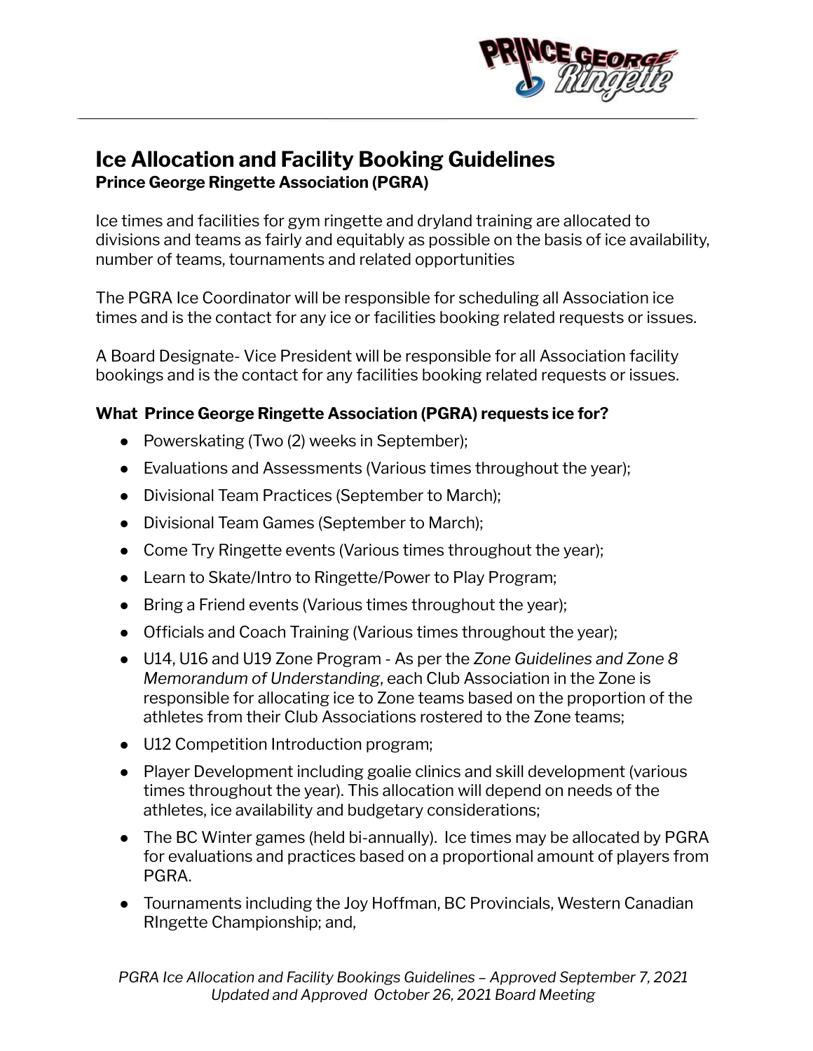# Ice Allocation and Facility Booking Guidelines

**Prince George Ringette Association (PGRA)**

Ice times and facilities for gym ringette and dryland training are allocated to divisions and teams as fairly and equitably as possible on the basis of ice availability, number of teams, tournaments and related opportunities

The PGRA Ice Coordinator will be responsible for scheduling all Association ice times and is the contact for any ice or facilities booking related requests or issues.

A Board Designate- Vice President will be responsible for all Association facility bookings and is the contact for any facilities booking related requests or issues.

### What Prince George Ringette Association (PGRA) requests ice for?

- Powerskating (Two (2) weeks in September);
- Evaluations and Assessments (Various times throughout the year);
- Divisional Team Practices (September to March);
- Divisional Team Games (September to March);
- Come Try Ringette events (Various times throughout the year);
- Learn to Skate/Intro to Ringette/Power to Play Program;
- Bring a Friend events (Various times throughout the year);
- Officials and Coach Training (Various times throughout the year);
- U14, U16 and U19 Zone Program - As per the *Zone Guidelines and Zone 8 Memorandum of Understanding*, each Club Association in the Zone is responsible for allocating ice to Zone teams based on the proportion of the athletes from their Club Associations rostered to the Zone teams;
- U12 Competition Introduction program;
- Player Development including goalie clinics and skill development (various times throughout the year). This allocation will depend on needs of the athletes, ice availability and budgetary considerations;
- The BC Winter games (held bi-annually). Ice times may be allocated by PGRA for evaluations and practices based on a proportional amount of players from PGRA.
- Tournaments including the Joy Hoffman, BC Provincials, Western Canadian RIngette Championship; and,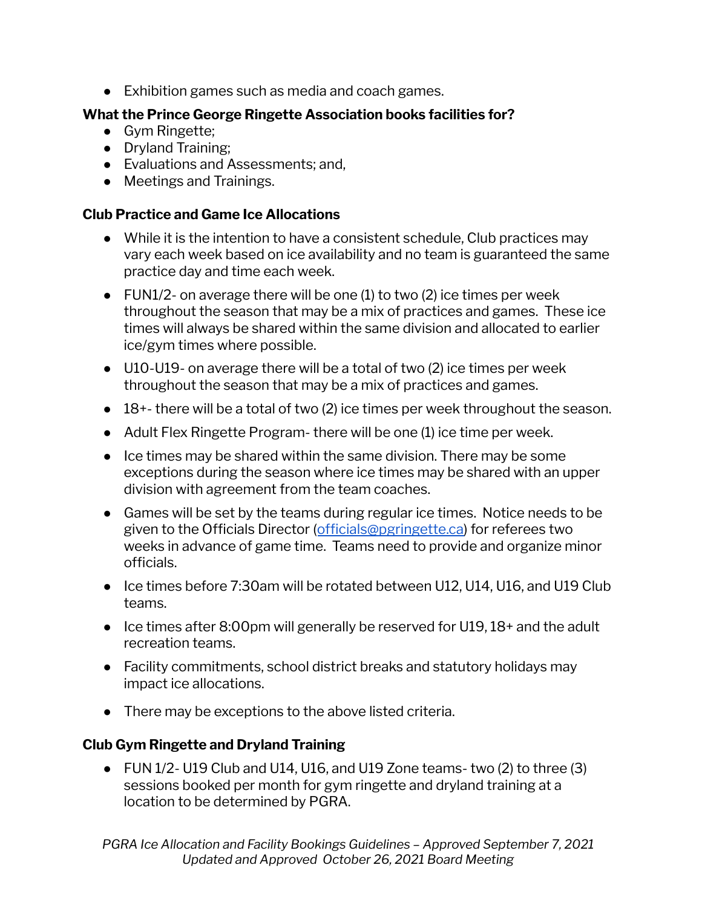- Exhibition games such as media and coach games.

**What the Prince George Ringette Association books facilities for?**

- Gym Ringette;
- Dryland Training;
- Evaluations and Assessments; and,
- Meetings and Trainings.

**Club Practice and Game Ice Allocations**

- While it is the intention to have a consistent schedule, Club practices may vary each week based on ice availability and no team is guaranteed the same practice day and time each week.
- FUN1/2- on average there will be one (1) to two (2) ice times per week throughout the season that may be a mix of practices and games. These ice times will always be shared within the same division and allocated to earlier ice/gym times where possible.
- U10-U19- on average there will be a total of two (2) ice times per week throughout the season that may be a mix of practices and games.
- 18+- there will be a total of two (2) ice times per week throughout the season.
- Adult Flex Ringette Program- there will be one (1) ice time per week.
- Ice times may be shared within the same division. There may be some exceptions during the season where ice times may be shared with an upper division with agreement from the team coaches.
- Games will be set by the teams during regular ice times. Notice needs to be given to the Officials Director (officials@pgringette.ca) for referees two weeks in advance of game time. Teams need to provide and organize minor officials.
- Ice times before 7:30am will be rotated between U12, U14, U16, and U19 Club teams.
- Ice times after 8:00pm will generally be reserved for U19, 18+ and the adult recreation teams.
- Facility commitments, school district breaks and statutory holidays may impact ice allocations.
- There may be exceptions to the above listed criteria.

**Club Gym Ringette and Dryland Training**

- FUN 1/2- U19 Club and U14, U16, and U19 Zone teams- two (2) to three (3) sessions booked per month for gym ringette and dryland training at a location to be determined by PGRA.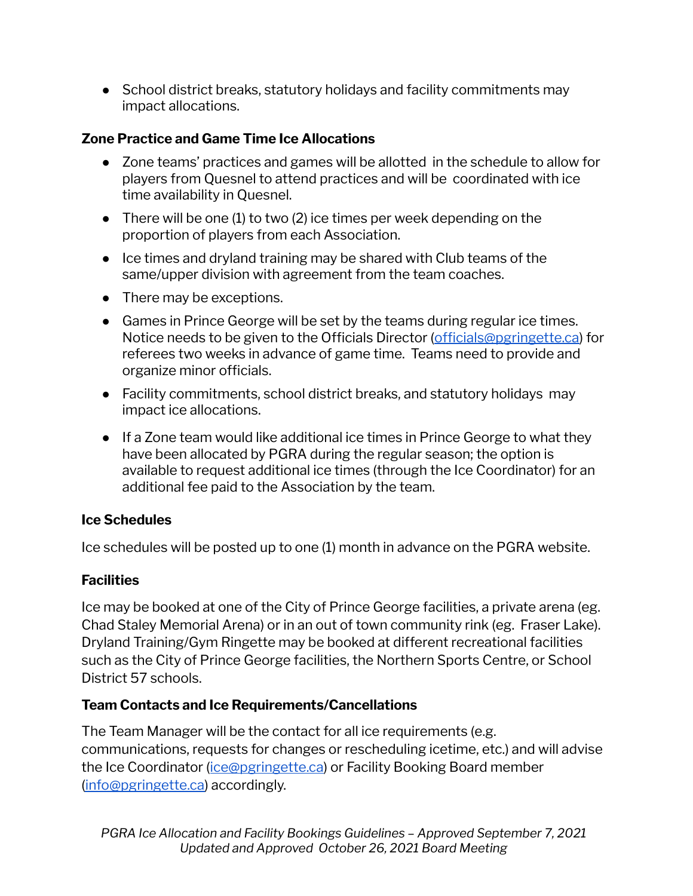- School district breaks, statutory holidays and facility commitments may impact allocations.

**Zone Practice and Game Time Ice Allocations**

- Zone teams' practices and games will be allotted in the schedule to allow for players from Quesnel to attend practices and will be coordinated with ice time availability in Quesnel.
- There will be one (1) to two (2) ice times per week depending on the proportion of players from each Association.
- Ice times and dryland training may be shared with Club teams of the same/upper division with agreement from the team coaches.
- There may be exceptions.
- Games in Prince George will be set by the teams during regular ice times. Notice needs to be given to the Officials Director (officials@pgringette.ca) for referees two weeks in advance of game time. Teams need to provide and organize minor officials.
- Facility commitments, school district breaks, and statutory holidays may impact ice allocations.
- If a Zone team would like additional ice times in Prince George to what they have been allocated by PGRA during the regular season; the option is available to request additional ice times (through the Ice Coordinator) for an additional fee paid to the Association by the team.

**Ice Schedules**

Ice schedules will be posted up to one (1) month in advance on the PGRA website.

**Facilities**

Ice may be booked at one of the City of Prince George facilities, a private arena (eg. Chad Staley Memorial Arena) or in an out of town community rink (eg. Fraser Lake). Dryland Training/Gym Ringette may be booked at different recreational facilities such as the City of Prince George facilities, the Northern Sports Centre, or School District 57 schools.

**Team Contacts and Ice Requirements/Cancellations**

The Team Manager will be the contact for all ice requirements (e.g. communications, requests for changes or rescheduling icetime, etc.) and will advise the Ice Coordinator (ice@pgringette.ca) or Facility Booking Board member (info@pgringette.ca) accordingly.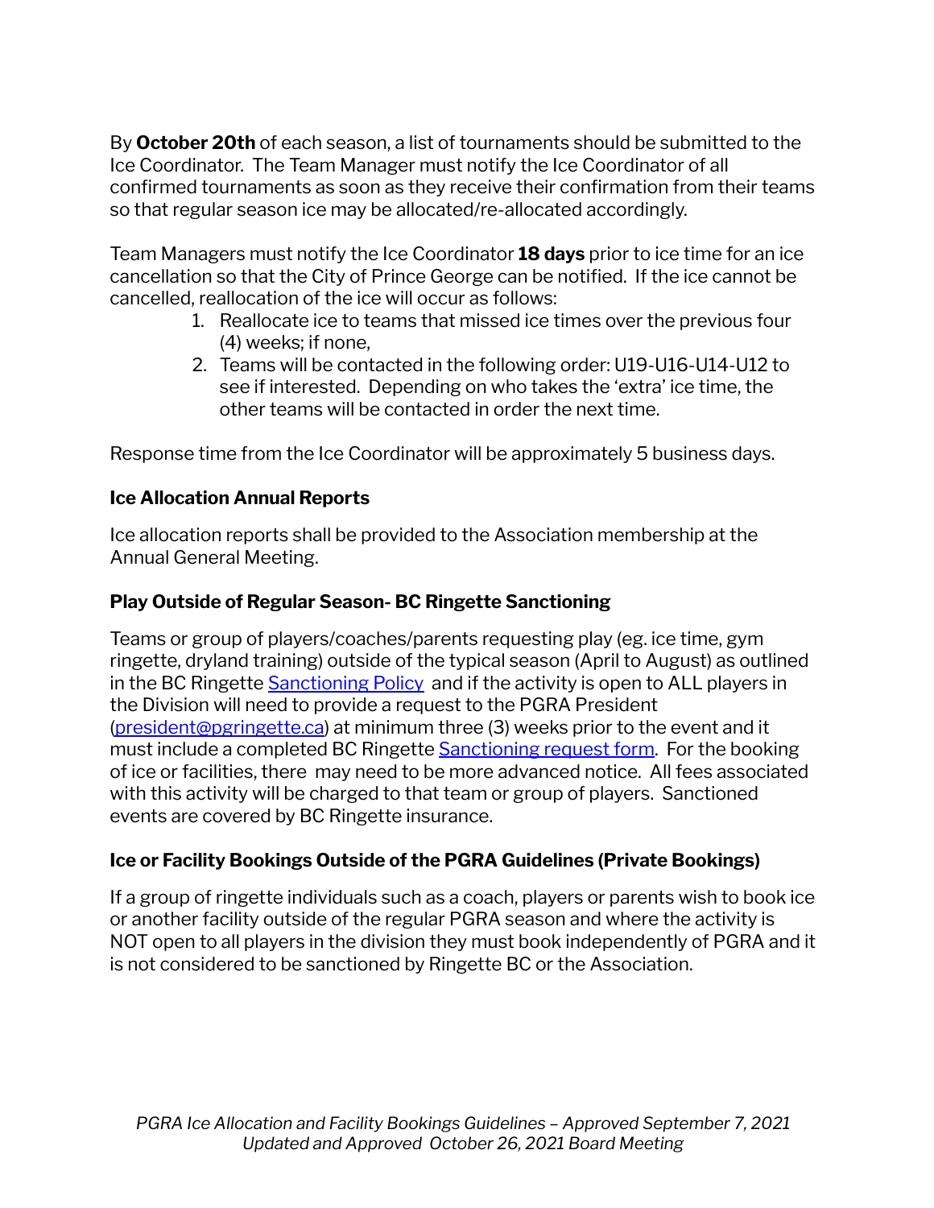By **October 20th** of each season, a list of tournaments should be submitted to the Ice Coordinator. The Team Manager must notify the Ice Coordinator of all confirmed tournaments as soon as they receive their confirmation from their teams so that regular season ice may be allocated/re-allocated accordingly.

Team Managers must notify the Ice Coordinator **18 days** prior to ice time for an ice cancellation so that the City of Prince George can be notified. If the ice cannot be cancelled, reallocation of the ice will occur as follows:

1. Reallocate ice to teams that missed ice times over the previous four (4) weeks; if none,
2. Teams will be contacted in the following order: U19-U16-U14-U12 to see if interested. Depending on who takes the 'extra' ice time, the other teams will be contacted in order the next time.

Response time from the Ice Coordinator will be approximately 5 business days.

### Ice Allocation Annual Reports

Ice allocation reports shall be provided to the Association membership at the Annual General Meeting.

### Play Outside of Regular Season- BC Ringette Sanctioning

Teams or group of players/coaches/parents requesting play (eg. ice time, gym ringette, dryland training) outside of the typical season (April to August) as outlined in the BC Ringette Sanctioning Policy and if the activity is open to ALL players in the Division will need to provide a request to the PGRA President (president@pgringette.ca) at minimum three (3) weeks prior to the event and it must include a completed BC Ringette Sanctioning request form. For the booking of ice or facilities, there may need to be more advanced notice. All fees associated with this activity will be charged to that team or group of players. Sanctioned events are covered by BC Ringette insurance.

### Ice or Facility Bookings Outside of the PGRA Guidelines (Private Bookings)

If a group of ringette individuals such as a coach, players or parents wish to book ice or another facility outside of the regular PGRA season and where the activity is NOT open to all players in the division they must book independently of PGRA and it is not considered to be sanctioned by Ringette BC or the Association.